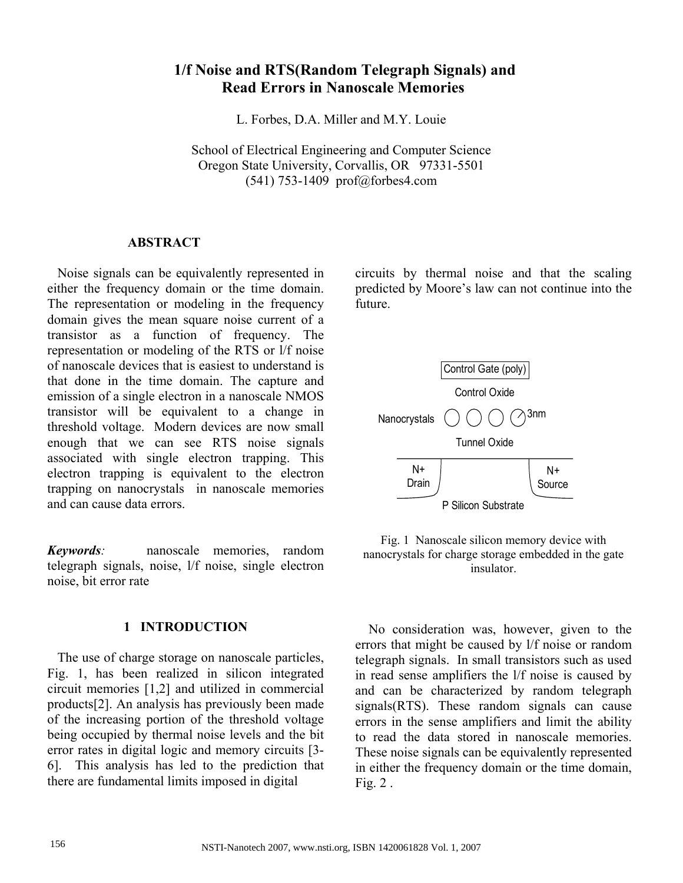# 1/f Noise and RTS(Random Telegraph Signals) and Read Errors in Nanoscale Memories

L. Forbes, D.A. Miller and M.Y. Louie

School of Electrical Engineering and Computer Science
Oregon State University, Corvallis, OR 97331-5501
(541) 753-1409 prof@forbes4.com

## ABSTRACT

Noise signals can be equivalently represented in either the frequency domain or the time domain. The representation or modeling in the frequency domain gives the mean square noise current of a transistor as a function of frequency. The representation or modeling of the RTS or l/f noise of nanoscale devices that is easiest to understand is that done in the time domain. The capture and emission of a single electron in a nanoscale NMOS transistor will be equivalent to a change in threshold voltage. Modern devices are now small enough that we can see RTS noise signals associated with single electron trapping. This electron trapping is equivalent to the electron trapping on nanocrystals in nanoscale memories and can cause data errors.

***Keywords**:* nanoscale memories, random telegraph signals, noise, l/f noise, single electron noise, bit error rate

## 1 INTRODUCTION

The use of charge storage on nanoscale particles, Fig. 1, has been realized in silicon integrated circuit memories [1,2] and utilized in commercial products[2]. An analysis has previously been made of the increasing portion of the threshold voltage being occupied by thermal noise levels and the bit error rates in digital logic and memory circuits [3-6]. This analysis has led to the prediction that there are fundamental limits imposed in digital circuits by thermal noise and that the scaling predicted by Moore's law can not continue into the future.

Control Gate (poly)

Control Oxide

Nanocrystals 3nm

Tunnel Oxide

N+ Drain

N+ Source

P Silicon Substrate

Fig. 1 Nanoscale silicon memory device with nanocrystals for charge storage embedded in the gate insulator.

No consideration was, however, given to the errors that might be caused by l/f noise or random telegraph signals. In small transistors such as used in read sense amplifiers the l/f noise is caused by and can be characterized by random telegraph signals(RTS). These random signals can cause errors in the sense amplifiers and limit the ability to read the data stored in nanoscale memories. These noise signals can be equivalently represented in either the frequency domain or the time domain, Fig. 2 .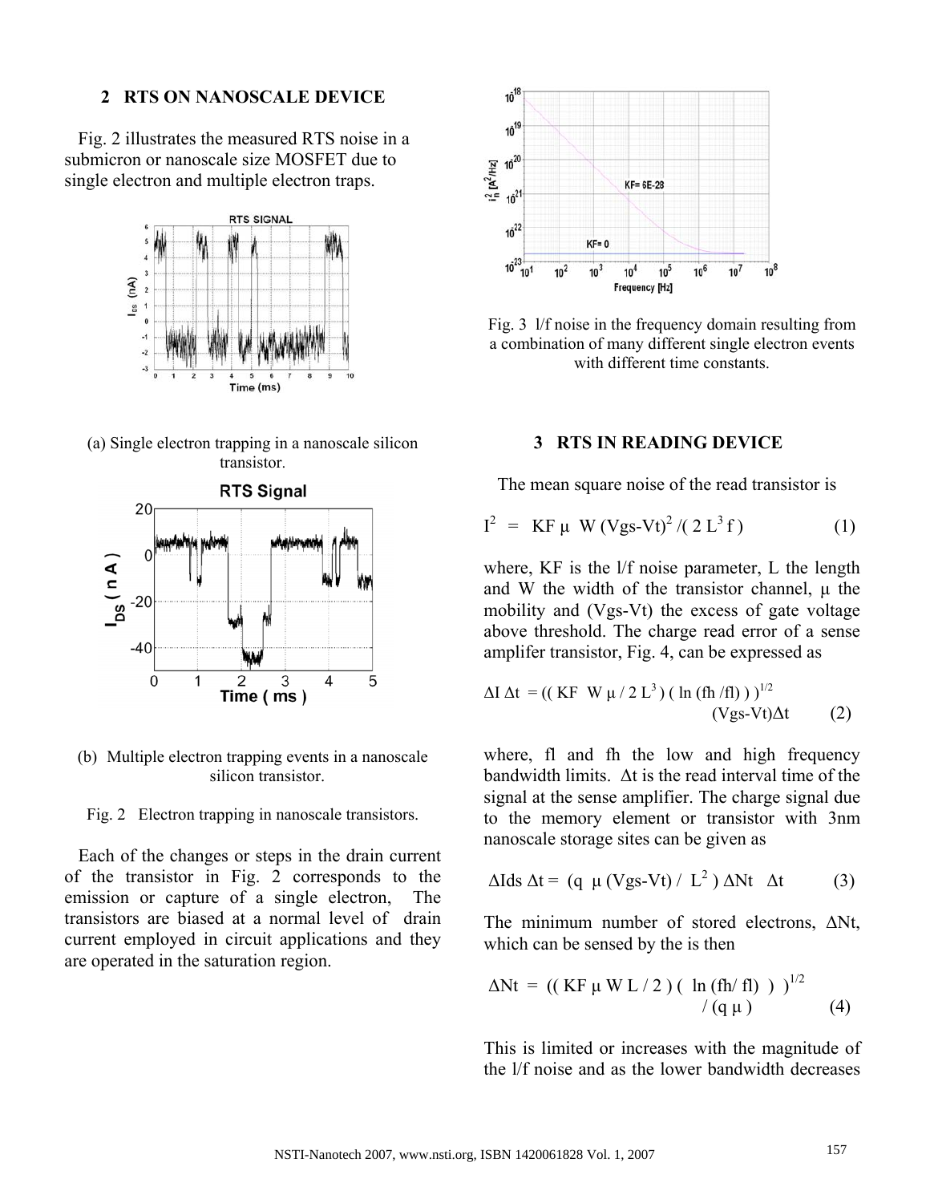## 2 RTS ON NANOSCALE DEVICE

Fig. 2 illustrates the measured RTS noise in a submicron or nanoscale size MOSFET due to single electron and multiple electron traps.

(a) Single electron trapping in a nanoscale silicon transistor.

(b) Multiple electron trapping events in a nanoscale silicon transistor.

Fig. 2 Electron trapping in nanoscale transistors.

Each of the changes or steps in the drain current of the transistor in Fig. 2 corresponds to the emission or capture of a single electron, The transistors are biased at a normal level of drain current employed in circuit applications and they are operated in the saturation region.

Fig. 3 l/f noise in the frequency domain resulting from a combination of many different single electron events with different time constants.

## 3 RTS IN READING DEVICE

The mean square noise of the read transistor is

$$I^2 = KF\,\mu\,W\,(Vgs\text{-}Vt)^2 / (2\,L^3\,f) \qquad (1)$$

where, KF is the l/f noise parameter, L the length and W the width of the transistor channel, $\mu$ the mobility and (Vgs-Vt) the excess of gate voltage above threshold. The charge read error of a sense amplifer transistor, Fig. 4, can be expressed as

$$\Delta I\,\Delta t = ((KF\,W\,\mu / 2\,L^3)\,(\ln(fh/fl)))^{1/2}\,(Vgs\text{-}Vt)\Delta t \qquad (2)$$

where, fl and fh the low and high frequency bandwidth limits. $\Delta t$ is the read interval time of the signal at the sense amplifier. The charge signal due to the memory element or transistor with 3nm nanoscale storage sites can be given as

$$\Delta Ids\,\Delta t = (q\,\mu\,(Vgs\text{-}Vt) / L^2)\,\Delta Nt\,\Delta t \qquad (3)$$

The minimum number of stored electrons, $\Delta Nt$, which can be sensed by the is then

$$\Delta Nt = ((KF\,\mu\,W\,L / 2)\,(\ln(fh/fl)))^{1/2} / (q\,\mu) \qquad (4)$$

This is limited or increases with the magnitude of the l/f noise and as the lower bandwidth decreases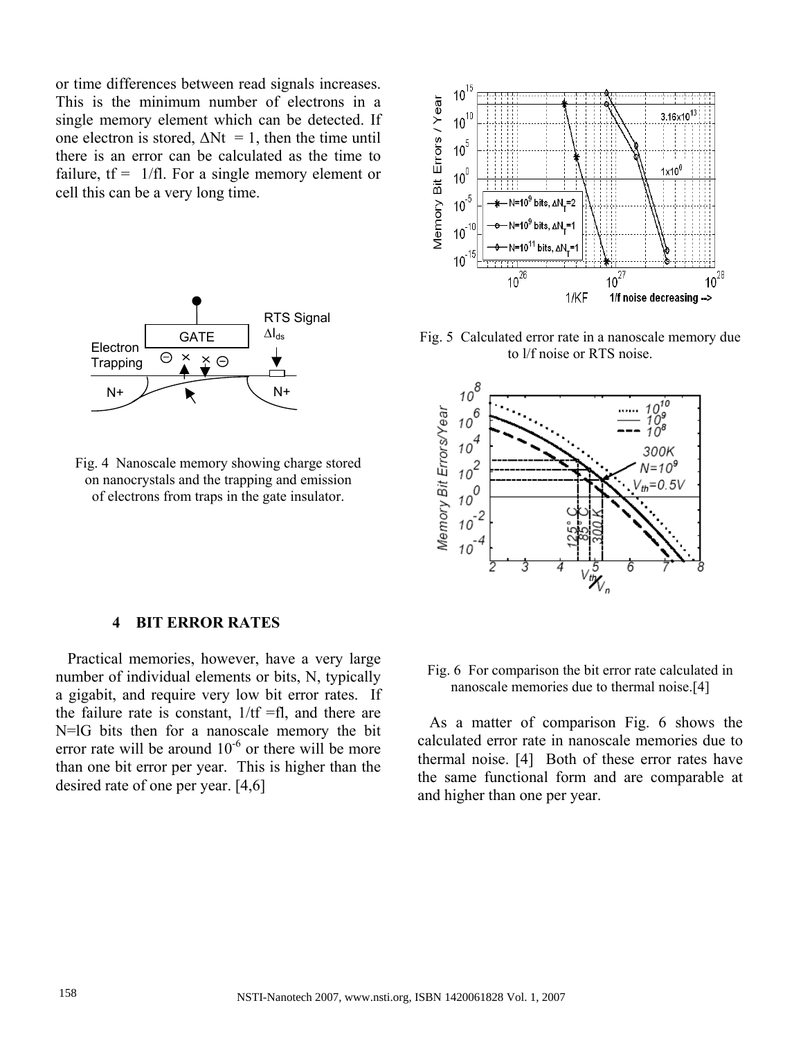or time differences between read signals increases. This is the minimum number of electrons in a single memory element which can be detected. If one electron is stored, $\Delta N_t = 1$, then the time until there is an error can be calculated as the time to failure, $t_f = 1/f_l$. For a single memory element or cell this can be a very long time.

Fig. 4 Nanoscale memory showing charge stored on nanocrystals and the trapping and emission of electrons from traps in the gate insulator.

## 4 BIT ERROR RATES

Practical memories, however, have a very large number of individual elements or bits, N, typically a gigabit, and require very low bit error rates. If the failure rate is constant, $1/t_f = f_l$, and there are N=lG bits then for a nanoscale memory the bit error rate will be around $10^{-6}$ or there will be more than one bit error per year. This is higher than the desired rate of one per year. [4,6]

Fig. 5 Calculated error rate in a nanoscale memory due to l/f noise or RTS noise.

Fig. 6 For comparison the bit error rate calculated in nanoscale memories due to thermal noise.[4]

As a matter of comparison Fig. 6 shows the calculated error rate in nanoscale memories due to thermal noise. [4] Both of these error rates have the same functional form and are comparable at and higher than one per year.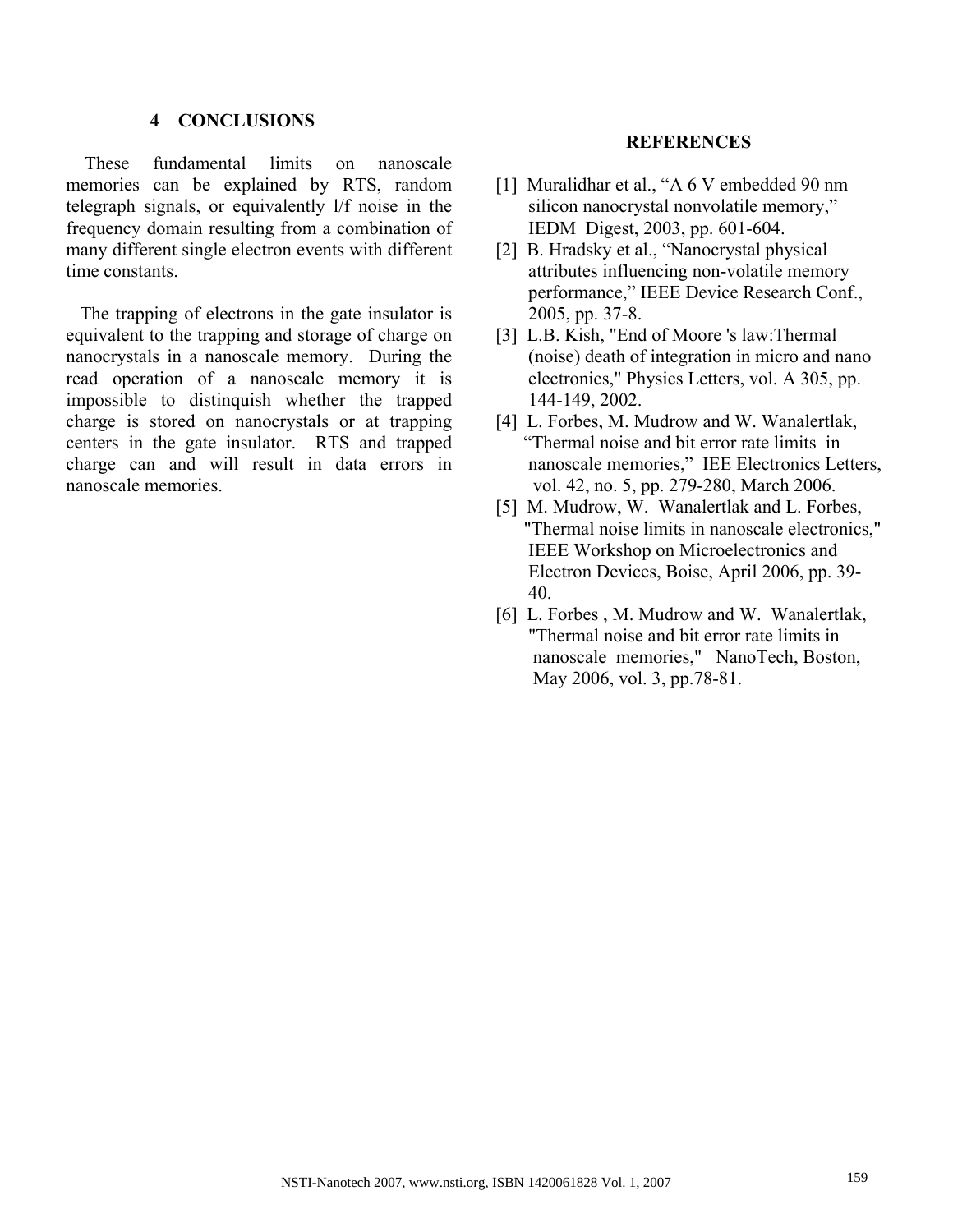## 4 CONCLUSIONS

These fundamental limits on nanoscale memories can be explained by RTS, random telegraph signals, or equivalently l/f noise in the frequency domain resulting from a combination of many different single electron events with different time constants.

The trapping of electrons in the gate insulator is equivalent to the trapping and storage of charge on nanocrystals in a nanoscale memory. During the read operation of a nanoscale memory it is impossible to distinquish whether the trapped charge is stored on nanocrystals or at trapping centers in the gate insulator. RTS and trapped charge can and will result in data errors in nanoscale memories.

## REFERENCES

[1] Muralidhar et al., "A 6 V embedded 90 nm silicon nanocrystal nonvolatile memory," IEDM Digest, 2003, pp. 601-604.

[2] B. Hradsky et al., "Nanocrystal physical attributes influencing non-volatile memory performance," IEEE Device Research Conf., 2005, pp. 37-8.

[3] L.B. Kish, "End of Moore 's law:Thermal (noise) death of integration in micro and nano electronics," Physics Letters, vol. A 305, pp. 144-149, 2002.

[4] L. Forbes, M. Mudrow and W. Wanalertlak, "Thermal noise and bit error rate limits in nanoscale memories," IEE Electronics Letters, vol. 42, no. 5, pp. 279-280, March 2006.

[5] M. Mudrow, W. Wanalertlak and L. Forbes, "Thermal noise limits in nanoscale electronics," IEEE Workshop on Microelectronics and Electron Devices, Boise, April 2006, pp. 39-40.

[6] L. Forbes , M. Mudrow and W. Wanalertlak, "Thermal noise and bit error rate limits in nanoscale memories," NanoTech, Boston, May 2006, vol. 3, pp.78-81.